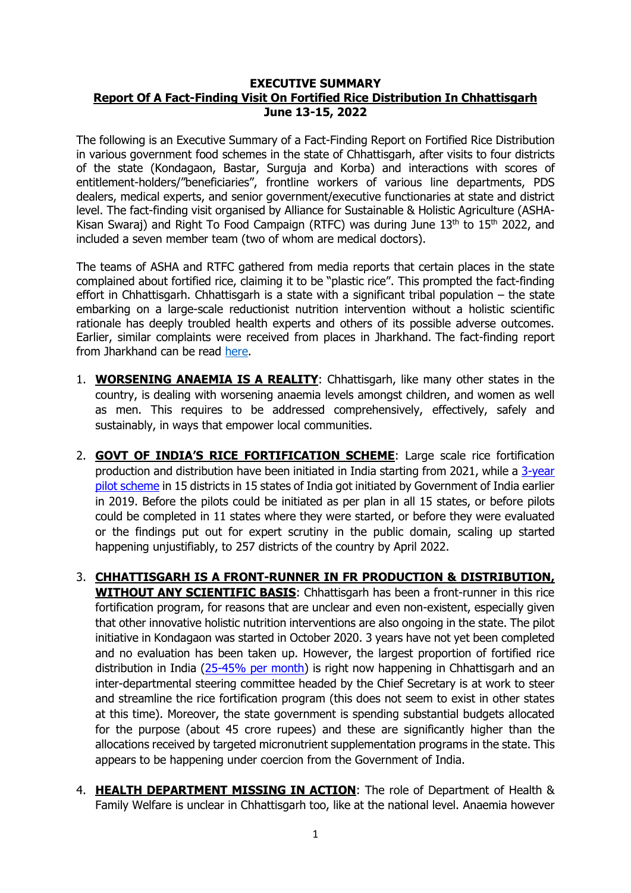**EXECUTIVE SUMMARY**

**Report Of A Fact-Finding Visit On Fortified Rice Distribution In Chhattisgarh**

**June 13-15, 2022**

The following is an Executive Summary of a Fact-Finding Report on Fortified Rice Distribution in various government food schemes in the state of Chhattisgarh, after visits to four districts of the state (Kondagaon, Bastar, Surguja and Korba) and interactions with scores of entitlement-holders/"beneficiaries", frontline workers of various line departments, PDS dealers, medical experts, and senior government/executive functionaries at state and district level. The fact-finding visit organised by Alliance for Sustainable & Holistic Agriculture (ASHA-Kisan Swaraj) and Right To Food Campaign (RTFC) was during June 13th to 15th 2022, and included a seven member team (two of whom are medical doctors).

The teams of ASHA and RTFC gathered from media reports that certain places in the state complained about fortified rice, claiming it to be "plastic rice". This prompted the fact-finding effort in Chhattisgarh. Chhattisgarh is a state with a significant tribal population – the state embarking on a large-scale reductionist nutrition intervention without a holistic scientific rationale has deeply troubled health experts and others of its possible adverse outcomes. Earlier, similar complaints were received from places in Jharkhand. The fact-finding report from Jharkhand can be read here.

1. **WORSENING ANAEMIA IS A REALITY**: Chhattisgarh, like many other states in the country, is dealing with worsening anaemia levels amongst children, and women as well as men. This requires to be addressed comprehensively, effectively, safely and sustainably, in ways that empower local communities.

2. **GOVT OF INDIA'S RICE FORTIFICATION SCHEME**: Large scale rice fortification production and distribution have been initiated in India starting from 2021, while a 3-year pilot scheme in 15 districts in 15 states of India got initiated by Government of India earlier in 2019. Before the pilots could be initiated as per plan in all 15 states, or before pilots could be completed in 11 states where they were started, or before they were evaluated or the findings put out for expert scrutiny in the public domain, scaling up started happening unjustifiably, to 257 districts of the country by April 2022.

3. **CHHATTISGARH IS A FRONT-RUNNER IN FR PRODUCTION & DISTRIBUTION, WITHOUT ANY SCIENTIFIC BASIS**: Chhattisgarh has been a front-runner in this rice fortification program, for reasons that are unclear and even non-existent, especially given that other innovative holistic nutrition interventions are also ongoing in the state. The pilot initiative in Kondagaon was started in October 2020. 3 years have not yet been completed and no evaluation has been taken up. However, the largest proportion of fortified rice distribution in India (25-45% per month) is right now happening in Chhattisgarh and an inter-departmental steering committee headed by the Chief Secretary is at work to steer and streamline the rice fortification program (this does not seem to exist in other states at this time). Moreover, the state government is spending substantial budgets allocated for the purpose (about 45 crore rupees) and these are significantly higher than the allocations received by targeted micronutrient supplementation programs in the state. This appears to be happening under coercion from the Government of India.

4. **HEALTH DEPARTMENT MISSING IN ACTION**: The role of Department of Health & Family Welfare is unclear in Chhattisgarh too, like at the national level. Anaemia however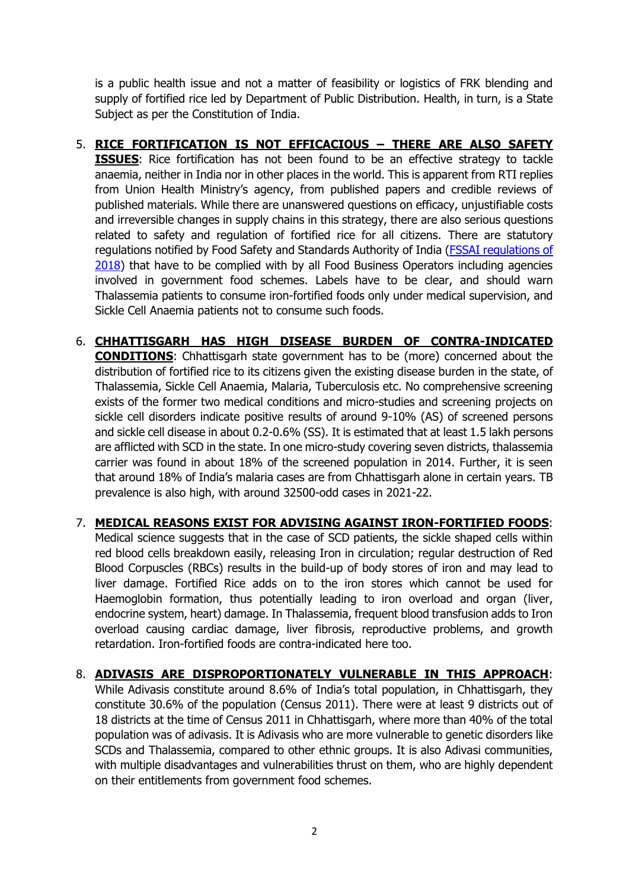is a public health issue and not a matter of feasibility or logistics of FRK blending and supply of fortified rice led by Department of Public Distribution. Health, in turn, is a State Subject as per the Constitution of India.

5. **RICE FORTIFICATION IS NOT EFFICACIOUS – THERE ARE ALSO SAFETY ISSUES**: Rice fortification has not been found to be an effective strategy to tackle anaemia, neither in India nor in other places in the world. This is apparent from RTI replies from Union Health Ministry's agency, from published papers and credible reviews of published materials. While there are unanswered questions on efficacy, unjustifiable costs and irreversible changes in supply chains in this strategy, there are also serious questions related to safety and regulation of fortified rice for all citizens. There are statutory regulations notified by Food Safety and Standards Authority of India (FSSAI regulations of 2018) that have to be complied with by all Food Business Operators including agencies involved in government food schemes. Labels have to be clear, and should warn Thalassemia patients to consume iron-fortified foods only under medical supervision, and Sickle Cell Anaemia patients not to consume such foods.

6. **CHHATTISGARH HAS HIGH DISEASE BURDEN OF CONTRA-INDICATED CONDITIONS**: Chhattisgarh state government has to be (more) concerned about the distribution of fortified rice to its citizens given the existing disease burden in the state, of Thalassemia, Sickle Cell Anaemia, Malaria, Tuberculosis etc. No comprehensive screening exists of the former two medical conditions and micro-studies and screening projects on sickle cell disorders indicate positive results of around 9-10% (AS) of screened persons and sickle cell disease in about 0.2-0.6% (SS). It is estimated that at least 1.5 lakh persons are afflicted with SCD in the state. In one micro-study covering seven districts, thalassemia carrier was found in about 18% of the screened population in 2014. Further, it is seen that around 18% of India's malaria cases are from Chhattisgarh alone in certain years. TB prevalence is also high, with around 32500-odd cases in 2021-22.

7. **MEDICAL REASONS EXIST FOR ADVISING AGAINST IRON-FORTIFIED FOODS**: Medical science suggests that in the case of SCD patients, the sickle shaped cells within red blood cells breakdown easily, releasing Iron in circulation; regular destruction of Red Blood Corpuscles (RBCs) results in the build-up of body stores of iron and may lead to liver damage. Fortified Rice adds on to the iron stores which cannot be used for Haemoglobin formation, thus potentially leading to iron overload and organ (liver, endocrine system, heart) damage. In Thalassemia, frequent blood transfusion adds to Iron overload causing cardiac damage, liver fibrosis, reproductive problems, and growth retardation. Iron-fortified foods are contra-indicated here too.

8. **ADIVASIS ARE DISPROPORTIONATELY VULNERABLE IN THIS APPROACH**: While Adivasis constitute around 8.6% of India's total population, in Chhattisgarh, they constitute 30.6% of the population (Census 2011). There were at least 9 districts out of 18 districts at the time of Census 2011 in Chhattisgarh, where more than 40% of the total population was of adivasis. It is Adivasis who are more vulnerable to genetic disorders like SCDs and Thalassemia, compared to other ethnic groups. It is also Adivasi communities, with multiple disadvantages and vulnerabilities thrust on them, who are highly dependent on their entitlements from government food schemes.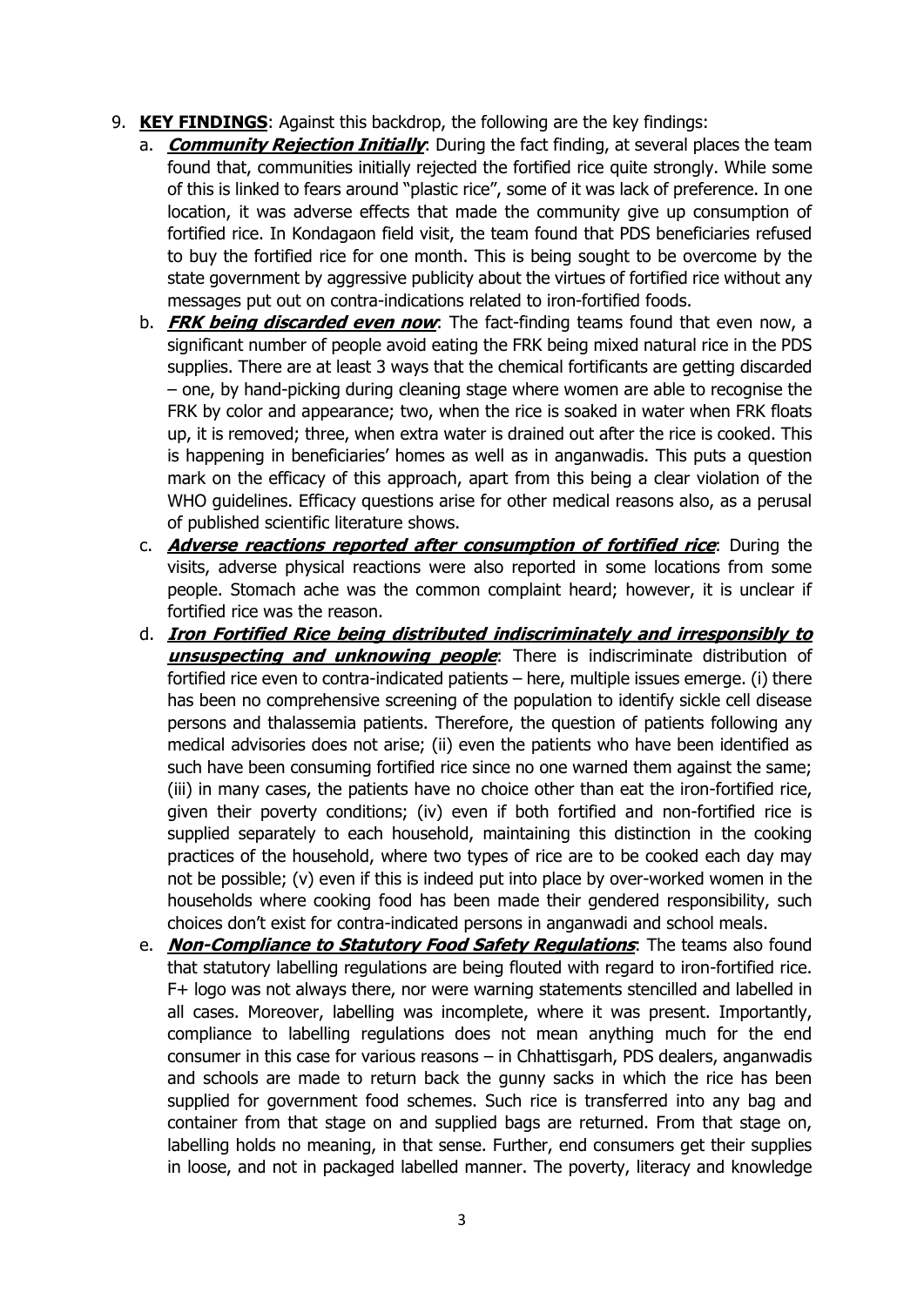9. **KEY FINDINGS**: Against this backdrop, the following are the key findings:

   a. ***Community Rejection Initially***: During the fact finding, at several places the team found that, communities initially rejected the fortified rice quite strongly. While some of this is linked to fears around "plastic rice", some of it was lack of preference. In one location, it was adverse effects that made the community give up consumption of fortified rice. In Kondagaon field visit, the team found that PDS beneficiaries refused to buy the fortified rice for one month. This is being sought to be overcome by the state government by aggressive publicity about the virtues of fortified rice without any messages put out on contra-indications related to iron-fortified foods.

   b. ***FRK being discarded even now***: The fact-finding teams found that even now, a significant number of people avoid eating the FRK being mixed natural rice in the PDS supplies. There are at least 3 ways that the chemical fortificants are getting discarded – one, by hand-picking during cleaning stage where women are able to recognise the FRK by color and appearance; two, when the rice is soaked in water when FRK floats up, it is removed; three, when extra water is drained out after the rice is cooked. This is happening in beneficiaries' homes as well as in anganwadis. This puts a question mark on the efficacy of this approach, apart from this being a clear violation of the WHO guidelines. Efficacy questions arise for other medical reasons also, as a perusal of published scientific literature shows.

   c. ***Adverse reactions reported after consumption of fortified rice***: During the visits, adverse physical reactions were also reported in some locations from some people. Stomach ache was the common complaint heard; however, it is unclear if fortified rice was the reason.

   d. ***Iron Fortified Rice being distributed indiscriminately and irresponsibly to unsuspecting and unknowing people***: There is indiscriminate distribution of fortified rice even to contra-indicated patients – here, multiple issues emerge. (i) there has been no comprehensive screening of the population to identify sickle cell disease persons and thalassemia patients. Therefore, the question of patients following any medical advisories does not arise; (ii) even the patients who have been identified as such have been consuming fortified rice since no one warned them against the same; (iii) in many cases, the patients have no choice other than eat the iron-fortified rice, given their poverty conditions; (iv) even if both fortified and non-fortified rice is supplied separately to each household, maintaining this distinction in the cooking practices of the household, where two types of rice are to be cooked each day may not be possible; (v) even if this is indeed put into place by over-worked women in the households where cooking food has been made their gendered responsibility, such choices don't exist for contra-indicated persons in anganwadi and school meals.

   e. ***Non-Compliance to Statutory Food Safety Regulations***: The teams also found that statutory labelling regulations are being flouted with regard to iron-fortified rice. F+ logo was not always there, nor were warning statements stencilled and labelled in all cases. Moreover, labelling was incomplete, where it was present. Importantly, compliance to labelling regulations does not mean anything much for the end consumer in this case for various reasons – in Chhattisgarh, PDS dealers, anganwadis and schools are made to return back the gunny sacks in which the rice has been supplied for government food schemes. Such rice is transferred into any bag and container from that stage on and supplied bags are returned. From that stage on, labelling holds no meaning, in that sense. Further, end consumers get their supplies in loose, and not in packaged labelled manner. The poverty, literacy and knowledge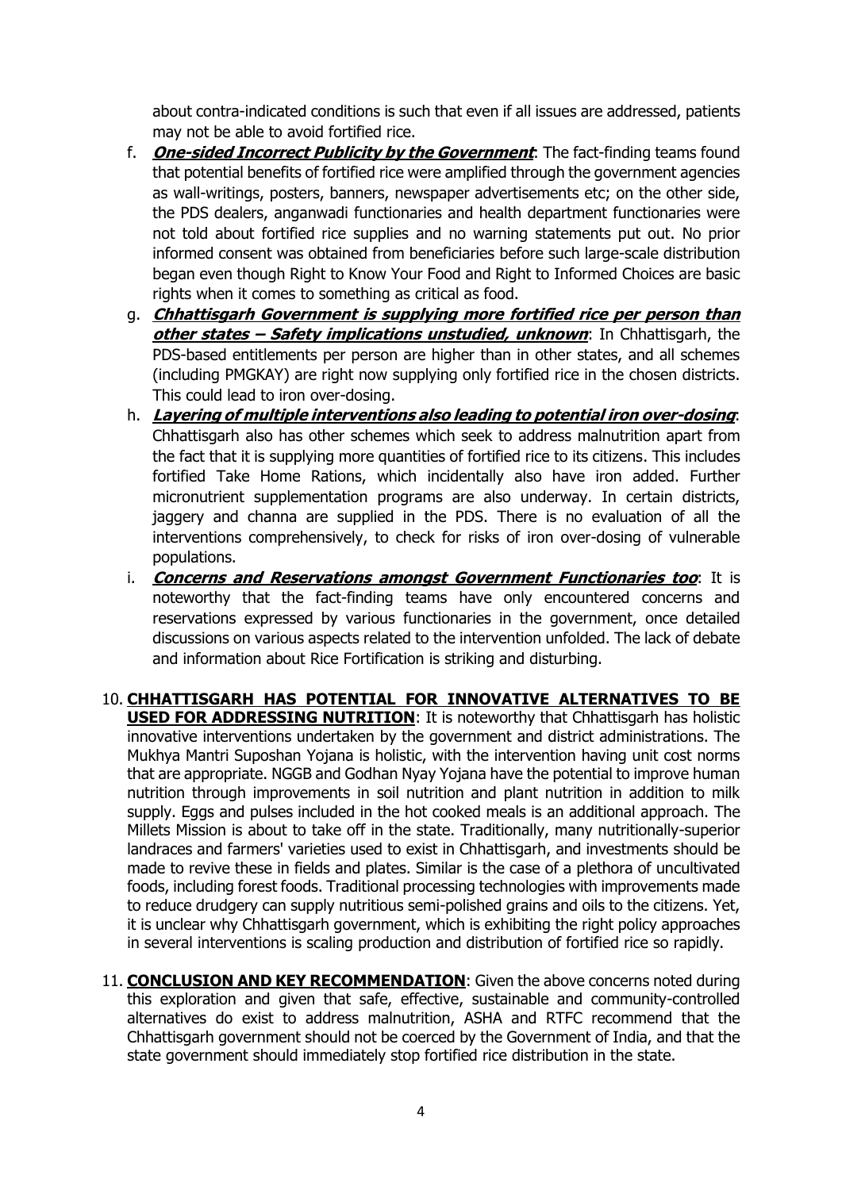about contra-indicated conditions is such that even if all issues are addressed, patients may not be able to avoid fortified rice.

f. ***One-sided Incorrect Publicity by the Government***: The fact-finding teams found that potential benefits of fortified rice were amplified through the government agencies as wall-writings, posters, banners, newspaper advertisements etc; on the other side, the PDS dealers, anganwadi functionaries and health department functionaries were not told about fortified rice supplies and no warning statements put out. No prior informed consent was obtained from beneficiaries before such large-scale distribution began even though Right to Know Your Food and Right to Informed Choices are basic rights when it comes to something as critical as food.

g. ***Chhattisgarh Government is supplying more fortified rice per person than other states – Safety implications unstudied, unknown***: In Chhattisgarh, the PDS-based entitlements per person are higher than in other states, and all schemes (including PMGKAY) are right now supplying only fortified rice in the chosen districts. This could lead to iron over-dosing.

h. ***Layering of multiple interventions also leading to potential iron over-dosing***: Chhattisgarh also has other schemes which seek to address malnutrition apart from the fact that it is supplying more quantities of fortified rice to its citizens. This includes fortified Take Home Rations, which incidentally also have iron added. Further micronutrient supplementation programs are also underway. In certain districts, jaggery and channa are supplied in the PDS. There is no evaluation of all the interventions comprehensively, to check for risks of iron over-dosing of vulnerable populations.

i. ***Concerns and Reservations amongst Government Functionaries too***: It is noteworthy that the fact-finding teams have only encountered concerns and reservations expressed by various functionaries in the government, once detailed discussions on various aspects related to the intervention unfolded. The lack of debate and information about Rice Fortification is striking and disturbing.

10. **CHHATTISGARH HAS POTENTIAL FOR INNOVATIVE ALTERNATIVES TO BE USED FOR ADDRESSING NUTRITION**: It is noteworthy that Chhattisgarh has holistic innovative interventions undertaken by the government and district administrations. The Mukhya Mantri Suposhan Yojana is holistic, with the intervention having unit cost norms that are appropriate. NGGB and Godhan Nyay Yojana have the potential to improve human nutrition through improvements in soil nutrition and plant nutrition in addition to milk supply. Eggs and pulses included in the hot cooked meals is an additional approach. The Millets Mission is about to take off in the state. Traditionally, many nutritionally-superior landraces and farmers' varieties used to exist in Chhattisgarh, and investments should be made to revive these in fields and plates. Similar is the case of a plethora of uncultivated foods, including forest foods. Traditional processing technologies with improvements made to reduce drudgery can supply nutritious semi-polished grains and oils to the citizens. Yet, it is unclear why Chhattisgarh government, which is exhibiting the right policy approaches in several interventions is scaling production and distribution of fortified rice so rapidly.

11. **CONCLUSION AND KEY RECOMMENDATION**: Given the above concerns noted during this exploration and given that safe, effective, sustainable and community-controlled alternatives do exist to address malnutrition, ASHA and RTFC recommend that the Chhattisgarh government should not be coerced by the Government of India, and that the state government should immediately stop fortified rice distribution in the state.